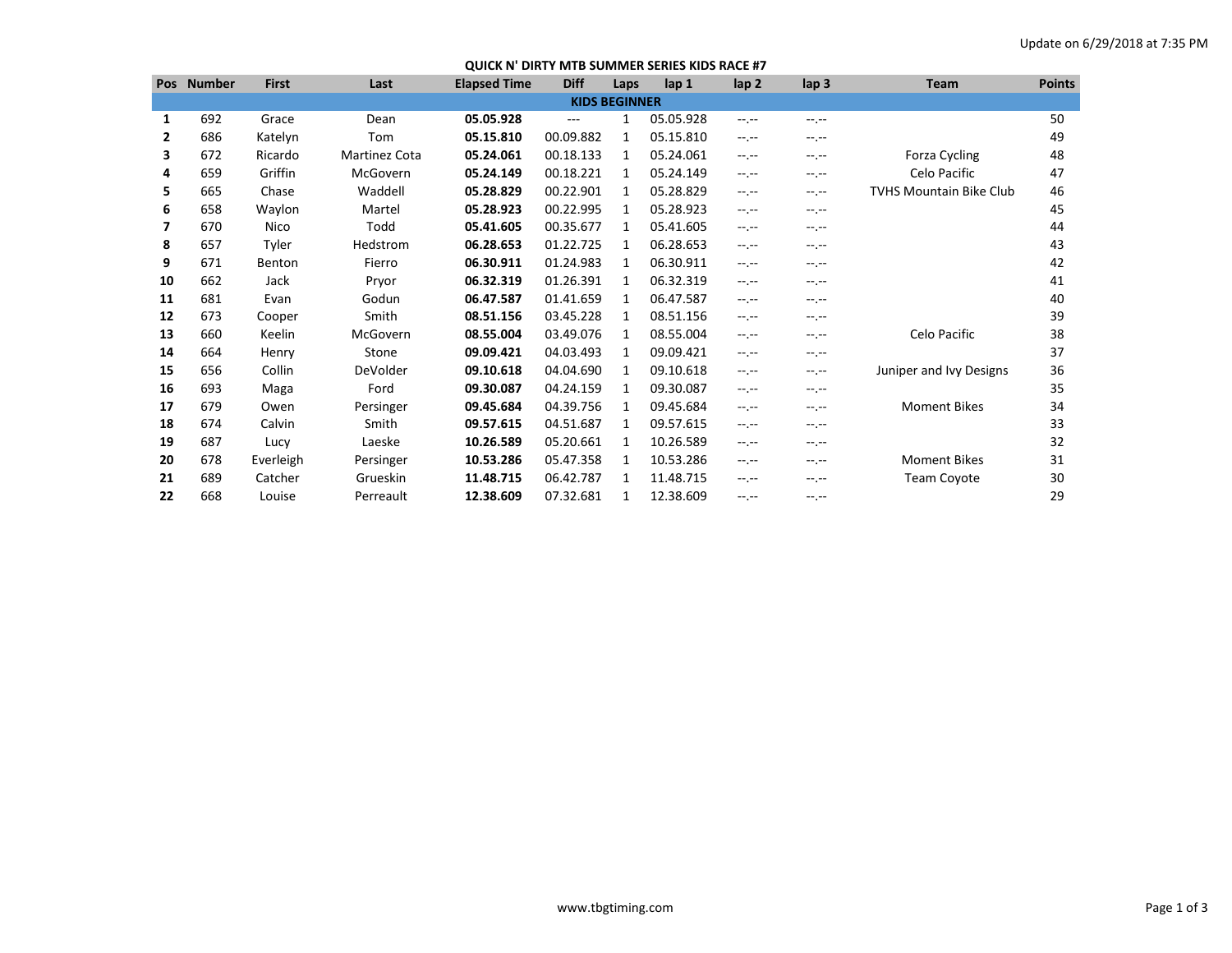Update on 6/29/2018 at 7:35 PM

## QUICK N' DIRTY MTB SUMMER SERIES KIDS RACE #7

| Pos | Number | First | Last | Elapsed Time | Diff | Laps | lap 1 | lap 2 | lap 3 | Team | Points |
|---|---|---|---|---|---|---|---|---|---|---|---|
| **KIDS BEGINNER** | | | | | | | | | | | |
| **1** | 692 | Grace | Dean | **05.05.928** | --- | 1 | 05.05.928 | --.-- | --.-- | | 50 |
| **2** | 686 | Katelyn | Tom | **05.15.810** | 00.09.882 | 1 | 05.15.810 | --.-- | --.-- | | 49 |
| **3** | 672 | Ricardo | Martinez Cota | **05.24.061** | 00.18.133 | 1 | 05.24.061 | --.-- | --.-- | Forza Cycling | 48 |
| **4** | 659 | Griffin | McGovern | **05.24.149** | 00.18.221 | 1 | 05.24.149 | --.-- | --.-- | Celo Pacific | 47 |
| **5** | 665 | Chase | Waddell | **05.28.829** | 00.22.901 | 1 | 05.28.829 | --.-- | --.-- | TVHS Mountain Bike Club | 46 |
| **6** | 658 | Waylon | Martel | **05.28.923** | 00.22.995 | 1 | 05.28.923 | --.-- | --.-- | | 45 |
| **7** | 670 | Nico | Todd | **05.41.605** | 00.35.677 | 1 | 05.41.605 | --.-- | --.-- | | 44 |
| **8** | 657 | Tyler | Hedstrom | **06.28.653** | 01.22.725 | 1 | 06.28.653 | --.-- | --.-- | | 43 |
| **9** | 671 | Benton | Fierro | **06.30.911** | 01.24.983 | 1 | 06.30.911 | --.-- | --.-- | | 42 |
| **10** | 662 | Jack | Pryor | **06.32.319** | 01.26.391 | 1 | 06.32.319 | --.-- | --.-- | | 41 |
| **11** | 681 | Evan | Godun | **06.47.587** | 01.41.659 | 1 | 06.47.587 | --.-- | --.-- | | 40 |
| **12** | 673 | Cooper | Smith | **08.51.156** | 03.45.228 | 1 | 08.51.156 | --.-- | --.-- | | 39 |
| **13** | 660 | Keelin | McGovern | **08.55.004** | 03.49.076 | 1 | 08.55.004 | --.-- | --.-- | Celo Pacific | 38 |
| **14** | 664 | Henry | Stone | **09.09.421** | 04.03.493 | 1 | 09.09.421 | --.-- | --.-- | | 37 |
| **15** | 656 | Collin | DeVolder | **09.10.618** | 04.04.690 | 1 | 09.10.618 | --.-- | --.-- | Juniper and Ivy Designs | 36 |
| **16** | 693 | Maga | Ford | **09.30.087** | 04.24.159 | 1 | 09.30.087 | --.-- | --.-- | | 35 |
| **17** | 679 | Owen | Persinger | **09.45.684** | 04.39.756 | 1 | 09.45.684 | --.-- | --.-- | Moment Bikes | 34 |
| **18** | 674 | Calvin | Smith | **09.57.615** | 04.51.687 | 1 | 09.57.615 | --.-- | --.-- | | 33 |
| **19** | 687 | Lucy | Laeske | **10.26.589** | 05.20.661 | 1 | 10.26.589 | --.-- | --.-- | | 32 |
| **20** | 678 | Everleigh | Persinger | **10.53.286** | 05.47.358 | 1 | 10.53.286 | --.-- | --.-- | Moment Bikes | 31 |
| **21** | 689 | Catcher | Grueskin | **11.48.715** | 06.42.787 | 1 | 11.48.715 | --.-- | --.-- | Team Coyote | 30 |
| **22** | 668 | Louise | Perreault | **12.38.609** | 07.32.681 | 1 | 12.38.609 | --.-- | --.-- | | 29 |

www.tbgtiming.com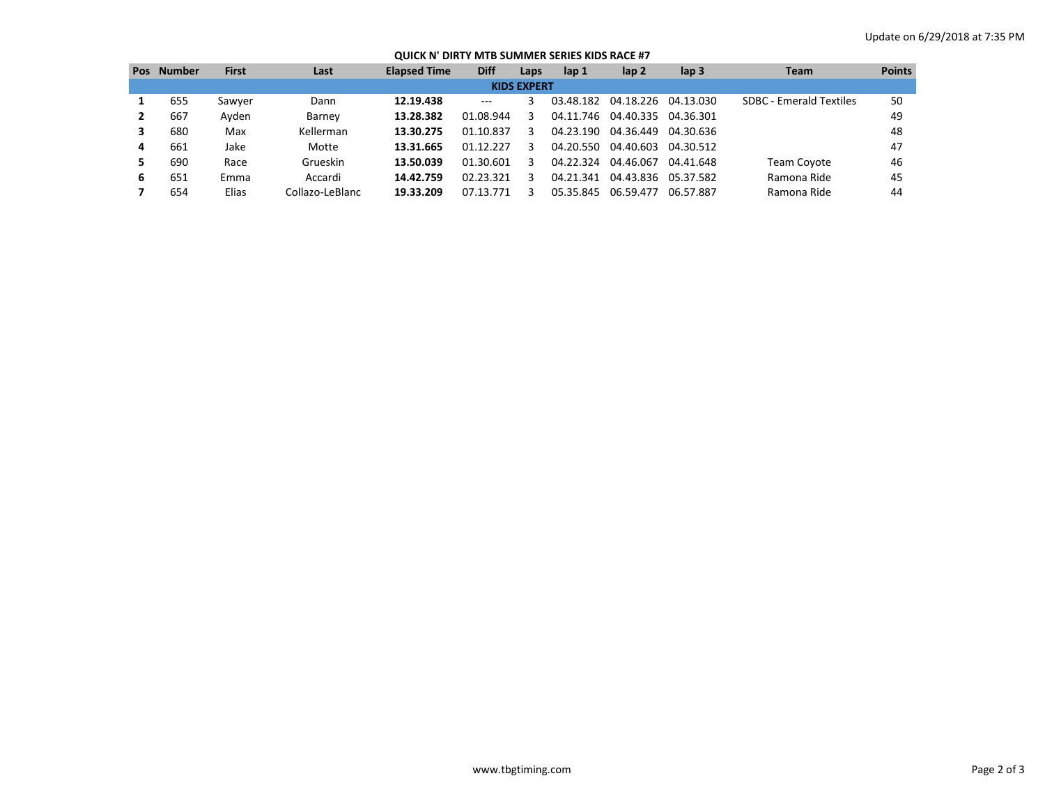Update on 6/29/2018 at 7:35 PM

**QUICK N' DIRTY MTB SUMMER SERIES KIDS RACE #7**

| Pos | Number | First | Last | Elapsed Time | Diff | Laps | lap 1 | lap 2 | lap 3 | Team | Points |
|---|---|---|---|---|---|---|---|---|---|---|---|
| **KIDS EXPERT** | | | | | | | | | | | |
| **1** | 655 | Sawyer | Dann | **12.19.438** | --- | 3 | 03.48.182 | 04.18.226 | 04.13.030 | SDBC - Emerald Textiles | 50 |
| **2** | 667 | Ayden | Barney | **13.28.382** | 01.08.944 | 3 | 04.11.746 | 04.40.335 | 04.36.301 | | 49 |
| **3** | 680 | Max | Kellerman | **13.30.275** | 01.10.837 | 3 | 04.23.190 | 04.36.449 | 04.30.636 | | 48 |
| **4** | 661 | Jake | Motte | **13.31.665** | 01.12.227 | 3 | 04.20.550 | 04.40.603 | 04.30.512 | | 47 |
| **5** | 690 | Race | Grueskin | **13.50.039** | 01.30.601 | 3 | 04.22.324 | 04.46.067 | 04.41.648 | Team Coyote | 46 |
| **6** | 651 | Emma | Accardi | **14.42.759** | 02.23.321 | 3 | 04.21.341 | 04.43.836 | 05.37.582 | Ramona Ride | 45 |
| **7** | 654 | Elias | Collazo-LeBlanc | **19.33.209** | 07.13.771 | 3 | 05.35.845 | 06.59.477 | 06.57.887 | Ramona Ride | 44 |

www.tbgtiming.com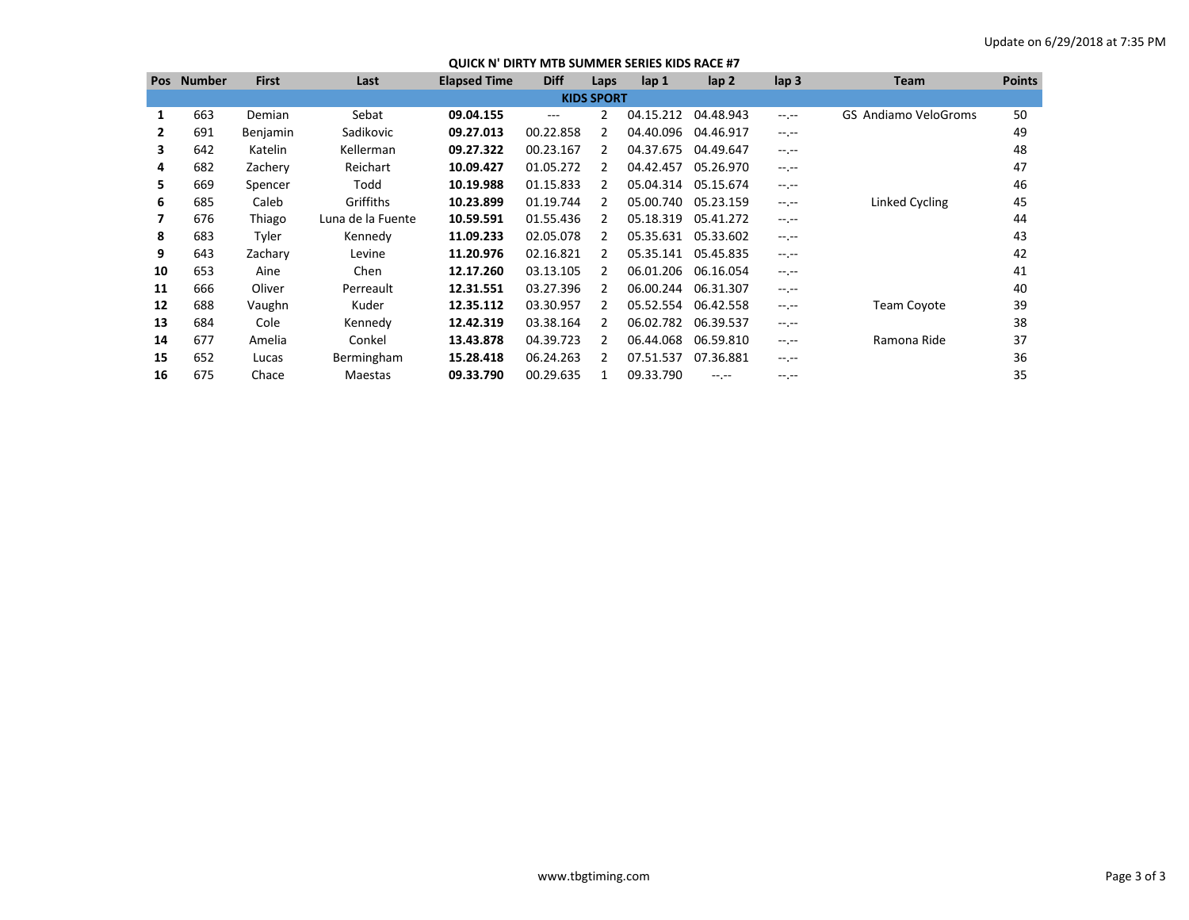Update on 6/29/2018 at 7:35 PM

**QUICK N' DIRTY MTB SUMMER SERIES KIDS RACE #7**

| Pos | Number | First | Last | Elapsed Time | Diff | Laps | lap 1 | lap 2 | lap 3 | Team | Points |
|---|---|---|---|---|---|---|---|---|---|---|---|
| **KIDS SPORT** | | | | | | | | | | | |
| **1** | 663 | Demian | Sebat | **09.04.155** | --- | 2 | 04.15.212 | 04.48.943 | --.-- | GS Andiamo VeloGroms | 50 |
| **2** | 691 | Benjamin | Sadikovic | **09.27.013** | 00.22.858 | 2 | 04.40.096 | 04.46.917 | --.-- | | 49 |
| **3** | 642 | Katelin | Kellerman | **09.27.322** | 00.23.167 | 2 | 04.37.675 | 04.49.647 | --.-- | | 48 |
| **4** | 682 | Zachery | Reichart | **10.09.427** | 01.05.272 | 2 | 04.42.457 | 05.26.970 | --.-- | | 47 |
| **5** | 669 | Spencer | Todd | **10.19.988** | 01.15.833 | 2 | 05.04.314 | 05.15.674 | --.-- | | 46 |
| **6** | 685 | Caleb | Griffiths | **10.23.899** | 01.19.744 | 2 | 05.00.740 | 05.23.159 | --.-- | Linked Cycling | 45 |
| **7** | 676 | Thiago | Luna de la Fuente | **10.59.591** | 01.55.436 | 2 | 05.18.319 | 05.41.272 | --.-- | | 44 |
| **8** | 683 | Tyler | Kennedy | **11.09.233** | 02.05.078 | 2 | 05.35.631 | 05.33.602 | --.-- | | 43 |
| **9** | 643 | Zachary | Levine | **11.20.976** | 02.16.821 | 2 | 05.35.141 | 05.45.835 | --.-- | | 42 |
| **10** | 653 | Aine | Chen | **12.17.260** | 03.13.105 | 2 | 06.01.206 | 06.16.054 | --.-- | | 41 |
| **11** | 666 | Oliver | Perreault | **12.31.551** | 03.27.396 | 2 | 06.00.244 | 06.31.307 | --.-- | | 40 |
| **12** | 688 | Vaughn | Kuder | **12.35.112** | 03.30.957 | 2 | 05.52.554 | 06.42.558 | --.-- | Team Coyote | 39 |
| **13** | 684 | Cole | Kennedy | **12.42.319** | 03.38.164 | 2 | 06.02.782 | 06.39.537 | --.-- | | 38 |
| **14** | 677 | Amelia | Conkel | **13.43.878** | 04.39.723 | 2 | 06.44.068 | 06.59.810 | --.-- | Ramona Ride | 37 |
| **15** | 652 | Lucas | Bermingham | **15.28.418** | 06.24.263 | 2 | 07.51.537 | 07.36.881 | --.-- | | 36 |
| **16** | 675 | Chace | Maestas | **09.33.790** | 00.29.635 | 1 | 09.33.790 | --.-- | --.-- | | 35 |

www.tbgtiming.com